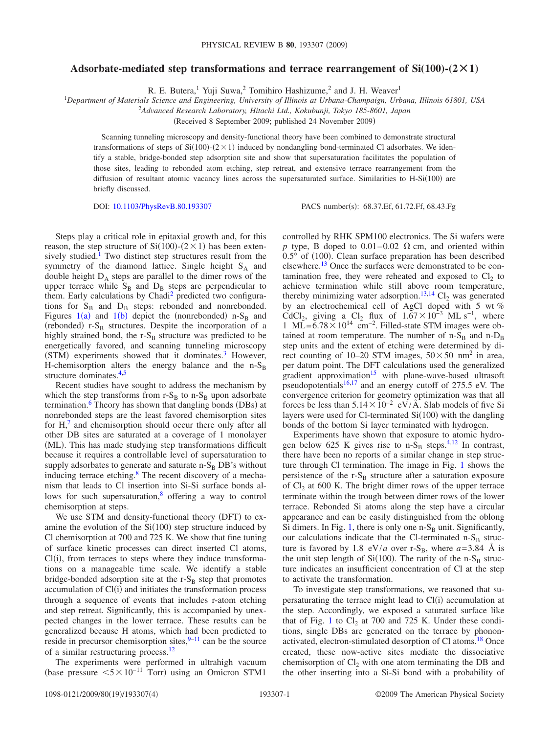# Adsorbate-mediated step transformations and terrace rearrangement of Si(100)-(2×1)

R. E. Butera,[1] Yuji Suwa,[2] Tomihiro Hashizume,[2] and J. H. Weaver[1]

[1]*Department of Materials Science and Engineering, University of Illinois at Urbana-Champaign, Urbana, Illinois 61801, USA*
[2]*Advanced Research Laboratory, Hitachi Ltd., Kokubunji, Tokyo 185-8601, Japan*

(Received 8 September 2009; published 24 November 2009)

Scanning tunneling microscopy and density-functional theory have been combined to demonstrate structural transformations of steps of Si(100)-(2×1) induced by nondangling bond-terminated Cl adsorbates. We identify a stable, bridge-bonded step adsorption site and show that supersaturation facilitates the population of those sites, leading to rebonded atom etching, step retreat, and extensive terrace rearrangement from the diffusion of resultant atomic vacancy lines across the supersaturated surface. Similarities to H-Si(100) are briefly discussed.

DOI: 10.1103/PhysRevB.80.193307 PACS number(s): 68.37.Ef, 61.72.Ff, 68.43.Fg

Steps play a critical role in epitaxial growth and, for this reason, the step structure of Si(100)-(2×1) has been extensively studied.[1] Two distinct step structures result from the symmetry of the diamond lattice. Single height $S_A$ and double height $D_A$ steps are parallel to the dimer rows of the upper terrace while $S_B$ and $D_B$ steps are perpendicular to them. Early calculations by Chadi[2] predicted two configurations for $S_B$ and $D_B$ steps: rebonded and nonrebonded. Figures 1(a) and 1(b) depict the (nonrebonded) n-$S_B$ and (rebonded) r-$S_B$ structures. Despite the incorporation of a highly strained bond, the r-$S_B$ structure was predicted to be energetically favored, and scanning tunneling microscopy (STM) experiments showed that it dominates.[3] However, H-chemisorption alters the energy balance and the n-$S_B$ structure dominates.[4,5]

Recent studies have sought to address the mechanism by which the step transforms from r-$S_B$ to n-$S_B$ upon adsorbate termination.[6] Theory has shown that dangling bonds (DBs) at nonrebonded steps are the least favored chemisorption sites for H,[7] and chemisorption should occur there only after all other DB sites are saturated at a coverage of 1 monolayer (ML). This has made studying step transformations difficult because it requires a controllable level of supersaturation to supply adsorbates to generate and saturate n-$S_B$ DB's without inducing terrace etching.[8] The recent discovery of a mechanism that leads to Cl insertion into Si-Si surface bonds allows for such supersaturation,[8] offering a way to control chemisorption at steps.

We use STM and density-functional theory (DFT) to examine the evolution of the Si(100) step structure induced by Cl chemisorption at 700 and 725 K. We show that fine tuning of surface kinetic processes can direct inserted Cl atoms, Cl(i), from terraces to steps where they induce transformations on a manageable time scale. We identify a stable bridge-bonded adsorption site at the r-$S_B$ step that promotes accumulation of Cl(i) and initiates the transformation process through a sequence of events that includes r-atom etching and step retreat. Significantly, this is accompanied by unexpected changes in the lower terrace. These results can be generalized because H atoms, which had been predicted to reside in precursor chemisorption sites,[9–11] can be the source of a similar restructuring process.[12]

The experiments were performed in ultrahigh vacuum (base pressure $<5\times10^{-11}$ Torr) using an Omicron STM1 controlled by RHK SPM100 electronics. The Si wafers were *p* type, B doped to 0.01–0.02 Ω cm, and oriented within 0.5° of (100). Clean surface preparation has been described elsewhere.[13] Once the surfaces were demonstrated to be contamination free, they were reheated and exposed to $Cl_2$ to achieve termination while still above room temperature, thereby minimizing water adsorption.[13,14] $Cl_2$ was generated by an electrochemical cell of AgCl doped with 5 wt % $CdCl_2$, giving a $Cl_2$ flux of $1.67\times10^{-3}$ ML $s^{-1}$, where 1 ML$=6.78\times10^{14}$ $cm^{-2}$. Filled-state STM images were obtained at room temperature. The number of n-$S_B$ and n-$D_B$ step units and the extent of etching were determined by direct counting of 10–20 STM images, $50\times50$ $nm^2$ in area, per datum point. The DFT calculations used the generalized gradient approximation[15] with plane-wave-based ultrasoft pseudopotentials[16,17] and an energy cutoff of 275.5 eV. The convergence criterion for geometry optimization was that all forces be less than $5.14\times10^{-2}$ eV/Å. Slab models of five Si layers were used for Cl-terminated Si(100) with the dangling bonds of the bottom Si layer terminated with hydrogen.

Experiments have shown that exposure to atomic hydrogen below 625 K gives rise to n-$S_B$ steps.[4,12] In contrast, there have been no reports of a similar change in step structure through Cl termination. The image in Fig. 1 shows the persistence of the r-$S_B$ structure after a saturation exposure of $Cl_2$ at 600 K. The bright dimer rows of the upper terrace terminate within the trough between dimer rows of the lower terrace. Rebonded Si atoms along the step have a circular appearance and can be easily distinguished from the oblong Si dimers. In Fig. 1, there is only one n-$S_B$ unit. Significantly, our calculations indicate that the Cl-terminated n-$S_B$ structure is favored by 1.8 eV/$a$ over r-$S_B$, where $a=3.84$ Å is the unit step length of Si(100). The rarity of the n-$S_B$ structure indicates an insufficient concentration of Cl at the step to activate the transformation.

To investigate step transformations, we reasoned that supersaturating the terrace might lead to Cl(i) accumulation at the step. Accordingly, we exposed a saturated surface like that of Fig. 1 to $Cl_2$ at 700 and 725 K. Under these conditions, single DBs are generated on the terrace by phonon-activated, electron-stimulated desorption of Cl atoms.[18] Once created, these now-active sites mediate the dissociative chemisorption of $Cl_2$ with one atom terminating the DB and the other inserting into a Si-Si bond with a probability of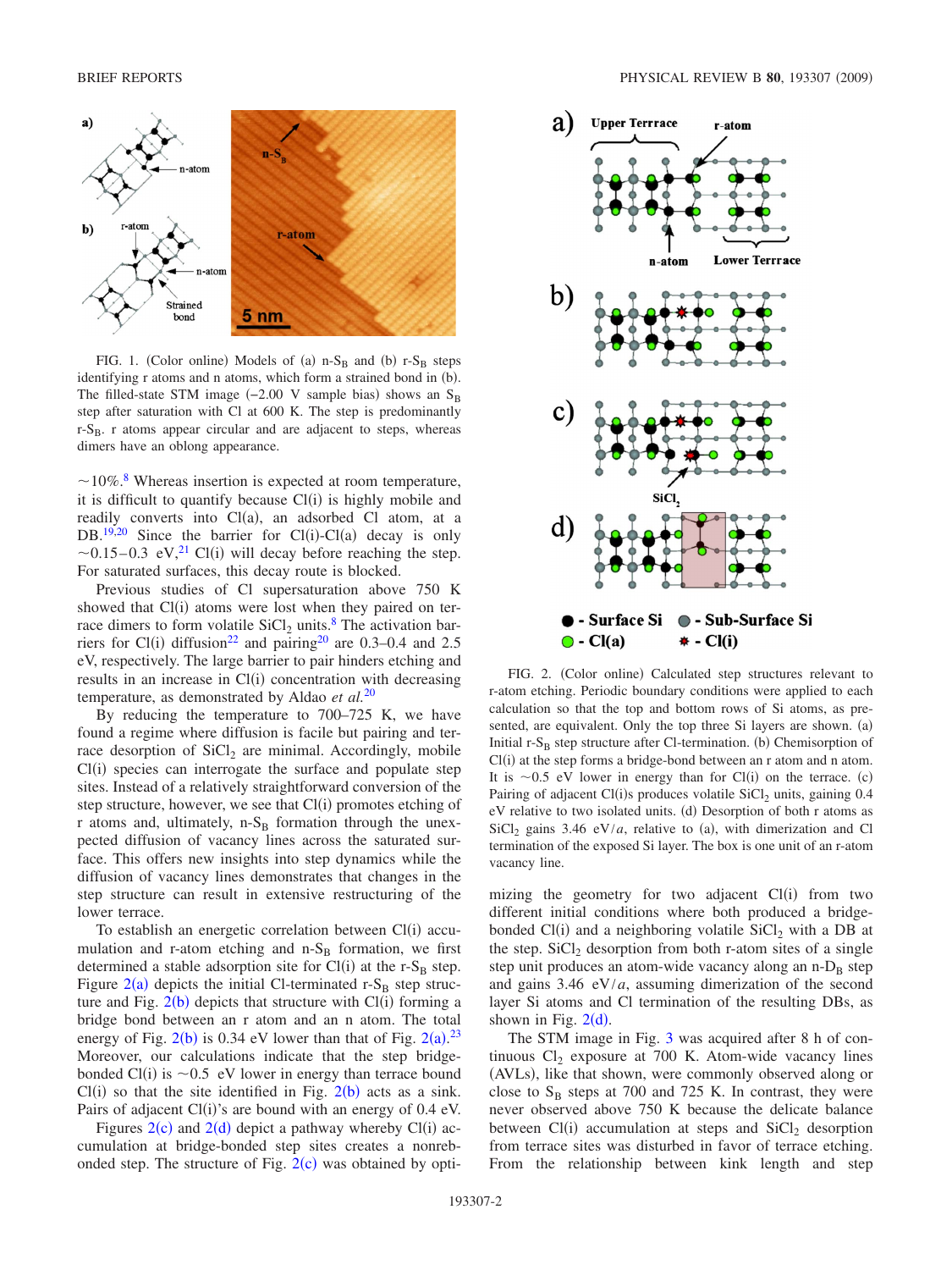FIG. 1. (Color online) Models of (a) n-$S_B$ and (b) r-$S_B$ steps identifying r atoms and n atoms, which form a strained bond in (b). The filled-state STM image (−2.00 V sample bias) shows an $S_B$ step after saturation with Cl at 600 K. The step is predominantly r-$S_B$. r atoms appear circular and are adjacent to steps, whereas dimers have an oblong appearance.

~10%.[8] Whereas insertion is expected at room temperature, it is difficult to quantify because Cl(i) is highly mobile and readily converts into Cl(a), an adsorbed Cl atom, at a DB.[19,20] Since the barrier for Cl(i)-Cl(a) decay is only ~0.15–0.3 eV,[21] Cl(i) will decay before reaching the step. For saturated surfaces, this decay route is blocked.

Previous studies of Cl supersaturation above 750 K showed that Cl(i) atoms were lost when they paired on terrace dimers to form volatile $SiCl_2$ units.[8] The activation barriers for Cl(i) diffusion[22] and pairing[20] are 0.3–0.4 and 2.5 eV, respectively. The large barrier to pair hinders etching and results in an increase in Cl(i) concentration with decreasing temperature, as demonstrated by Aldao *et al.*[20]

By reducing the temperature to 700–725 K, we have found a regime where diffusion is facile but pairing and terrace desorption of $SiCl_2$ are minimal. Accordingly, mobile Cl(i) species can interrogate the surface and populate step sites. Instead of a relatively straightforward conversion of the step structure, however, we see that Cl(i) promotes etching of r atoms and, ultimately, n-$S_B$ formation through the unexpected diffusion of vacancy lines across the saturated surface. This offers new insights into step dynamics while the diffusion of vacancy lines demonstrates that changes in the step structure can result in extensive restructuring of the lower terrace.

To establish an energetic correlation between Cl(i) accumulation and r-atom etching and n-$S_B$ formation, we first determined a stable adsorption site for Cl(i) at the r-$S_B$ step. Figure 2(a) depicts the initial Cl-terminated r-$S_B$ step structure and Fig. 2(b) depicts that structure with Cl(i) forming a bridge bond between an r atom and an n atom. The total energy of Fig. 2(b) is 0.34 eV lower than that of Fig. 2(a).[23] Moreover, our calculations indicate that the step bridge-bonded Cl(i) is ~0.5 eV lower in energy than terrace bound Cl(i) so that the site identified in Fig. 2(b) acts as a sink. Pairs of adjacent Cl(i)'s are bound with an energy of 0.4 eV.

Figures 2(c) and 2(d) depict a pathway whereby Cl(i) accumulation at bridge-bonded step sites creates a nonrebonded step. The structure of Fig. 2(c) was obtained by optimizing the geometry for two adjacent Cl(i) from two different initial conditions where both produced a bridge-bonded Cl(i) and a neighboring volatile $SiCl_2$ with a DB at the step. $SiCl_2$ desorption from both r-atom sites of a single step unit produces an atom-wide vacancy along an n-$D_B$ step and gains 3.46 eV/$a$, assuming dimerization of the second layer Si atoms and Cl termination of the resulting DBs, as shown in Fig. 2(d).

FIG. 2. (Color online) Calculated step structures relevant to r-atom etching. Periodic boundary conditions were applied to each calculation so that the top and bottom rows of Si atoms, as presented, are equivalent. Only the top three Si layers are shown. (a) Initial r-$S_B$ step structure after Cl-termination. (b) Chemisorption of Cl(i) at the step forms a bridge-bond between an r atom and n atom. It is ~0.5 eV lower in energy than for Cl(i) on the terrace. (c) Pairing of adjacent Cl(i)s produces volatile $SiCl_2$ units, gaining 0.4 eV relative to two isolated units. (d) Desorption of both r atoms as $SiCl_2$ gains 3.46 eV/$a$, relative to (a), with dimerization and Cl termination of the exposed Si layer. The box is one unit of an r-atom vacancy line.

The STM image in Fig. 3 was acquired after 8 h of continuous $Cl_2$ exposure at 700 K. Atom-wide vacancy lines (AVLs), like that shown, were commonly observed along or close to $S_B$ steps at 700 and 725 K. In contrast, they were never observed above 750 K because the delicate balance between Cl(i) accumulation at steps and $SiCl_2$ desorption from terrace sites was disturbed in favor of terrace etching. From the relationship between kink length and step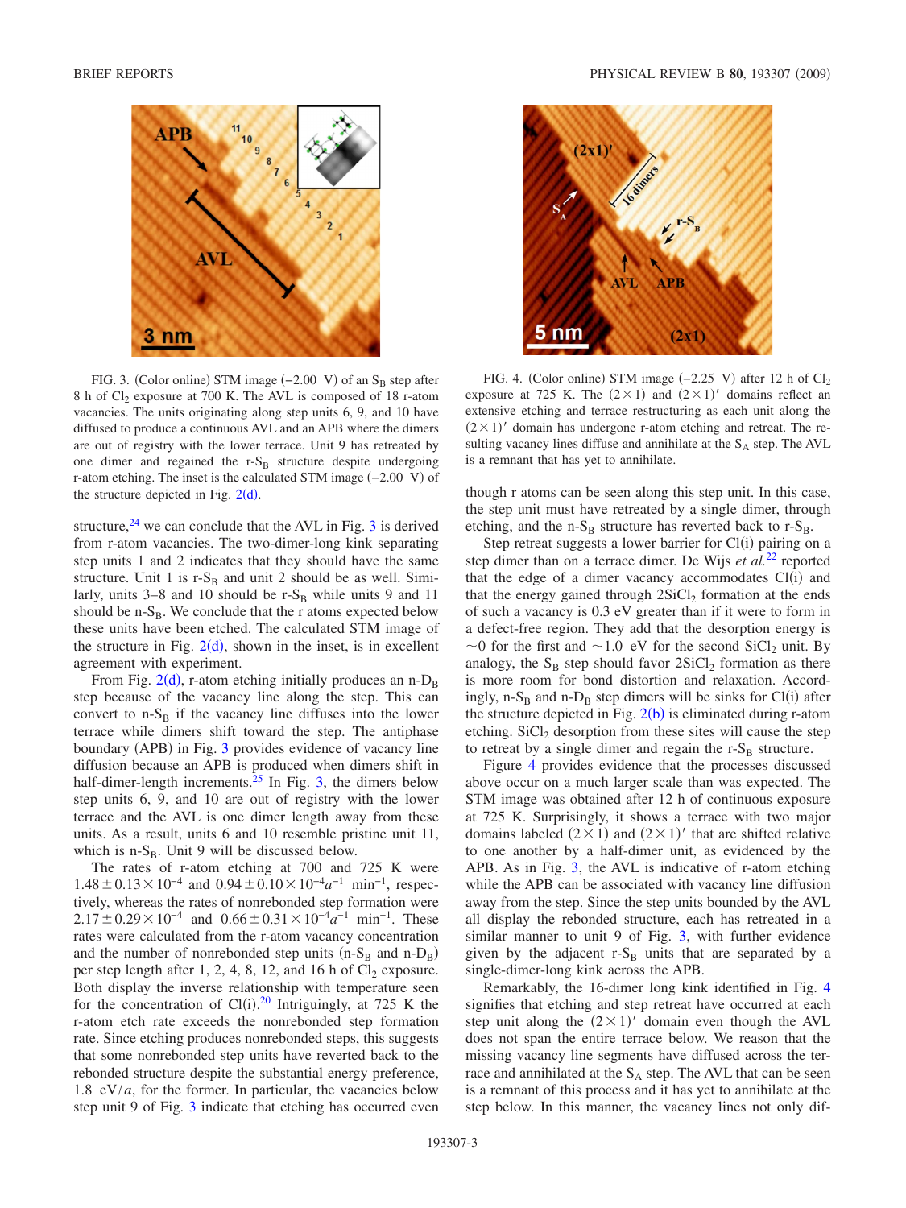FIG. 3. (Color online) STM image (−2.00 V) of an $S_B$ step after 8 h of $Cl_2$ exposure at 700 K. The AVL is composed of 18 r-atom vacancies. The units originating along step units 6, 9, and 10 have diffused to produce a continuous AVL and an APB where the dimers are out of registry with the lower terrace. Unit 9 has retreated by one dimer and regained the r-$S_B$ structure despite undergoing r-atom etching. The inset is the calculated STM image (−2.00 V) of the structure depicted in Fig. 2(d).

FIG. 4. (Color online) STM image (−2.25 V) after 12 h of $Cl_2$ exposure at 725 K. The $(2\times1)$ and $(2\times1)'$ domains reflect an extensive etching and terrace restructuring as each unit along the $(2\times1)'$ domain has undergone r-atom etching and retreat. The resulting vacancy lines diffuse and annihilate at the $S_A$ step. The AVL is a remnant that has yet to annihilate.

structure,[24] we can conclude that the AVL in Fig. 3 is derived from r-atom vacancies. The two-dimer-long kink separating step units 1 and 2 indicates that they should have the same structure. Unit 1 is r-$S_B$ and unit 2 should be as well. Similarly, units 3–8 and 10 should be r-$S_B$ while units 9 and 11 should be n-$S_B$. We conclude that the r atoms expected below these units have been etched. The calculated STM image of the structure in Fig. 2(d), shown in the inset, is in excellent agreement with experiment.

From Fig. 2(d), r-atom etching initially produces an n-$D_B$ step because of the vacancy line along the step. This can convert to n-$S_B$ if the vacancy line diffuses into the lower terrace while dimers shift toward the step. The antiphase boundary (APB) in Fig. 3 provides evidence of vacancy line diffusion because an APB is produced when dimers shift in half-dimer-length increments.[25] In Fig. 3, the dimers below step units 6, 9, and 10 are out of registry with the lower terrace and the AVL is one dimer length away from these units. As a result, units 6 and 10 resemble pristine unit 11, which is n-$S_B$. Unit 9 will be discussed below.

The rates of r-atom etching at 700 and 725 K were $1.48\pm0.13\times10^{-4}$ and $0.94\pm0.10\times10^{-4}a^{-1}$ $\text{min}^{-1}$, respectively, whereas the rates of nonrebonded step formation were $2.17\pm0.29\times10^{-4}$ and $0.66\pm0.31\times10^{-4}a^{-1}$ $\text{min}^{-1}$. These rates were calculated from the r-atom vacancy concentration and the number of nonrebonded step units (n-$S_B$ and n-$D_B$) per step length after 1, 2, 4, 8, 12, and 16 h of $Cl_2$ exposure. Both display the inverse relationship with temperature seen for the concentration of Cl(i).[20] Intriguingly, at 725 K the r-atom etch rate exceeds the nonrebonded step formation rate. Since etching produces nonrebonded steps, this suggests that some nonrebonded step units have reverted back to the rebonded structure despite the substantial energy preference, 1.8 eV/$a$, for the former. In particular, the vacancies below step unit 9 of Fig. 3 indicate that etching has occurred even though r atoms can be seen along this step unit. In this case, the step unit must have retreated by a single dimer, through etching, and the n-$S_B$ structure has reverted back to r-$S_B$.

Step retreat suggests a lower barrier for Cl(i) pairing on a step dimer than on a terrace dimer. De Wijs *et al.*[22] reported that the edge of a dimer vacancy accommodates Cl(i) and that the energy gained through $2SiCl_2$ formation at the ends of such a vacancy is 0.3 eV greater than if it were to form in a defect-free region. They add that the desorption energy is $\sim$0 for the first and $\sim$1.0 eV for the second $SiCl_2$ unit. By analogy, the $S_B$ step should favor $2SiCl_2$ formation as there is more room for bond distortion and relaxation. Accordingly, n-$S_B$ and n-$D_B$ step dimers will be sinks for Cl(i) after the structure depicted in Fig. 2(b) is eliminated during r-atom etching. $SiCl_2$ desorption from these sites will cause the step to retreat by a single dimer and regain the r-$S_B$ structure.

Figure 4 provides evidence that the processes discussed above occur on a much larger scale than was expected. The STM image was obtained after 12 h of continuous exposure at 725 K. Surprisingly, it shows a terrace with two major domains labeled $(2\times1)$ and $(2\times1)'$ that are shifted relative to one another by a half-dimer unit, as evidenced by the APB. As in Fig. 3, the AVL is indicative of r-atom etching while the APB can be associated with vacancy line diffusion away from the step. Since the step units bounded by the AVL all display the rebonded structure, each has retreated in a similar manner to unit 9 of Fig. 3, with further evidence given by the adjacent r-$S_B$ units that are separated by a single-dimer-long kink across the APB.

Remarkably, the 16-dimer long kink identified in Fig. 4 signifies that etching and step retreat have occurred at each step unit along the $(2\times1)'$ domain even though the AVL does not span the entire terrace below. We reason that the missing vacancy line segments have diffused across the terrace and annihilated at the $S_A$ step. The AVL that can be seen is a remnant of this process and it has yet to annihilate at the step below. In this manner, the vacancy lines not only dif-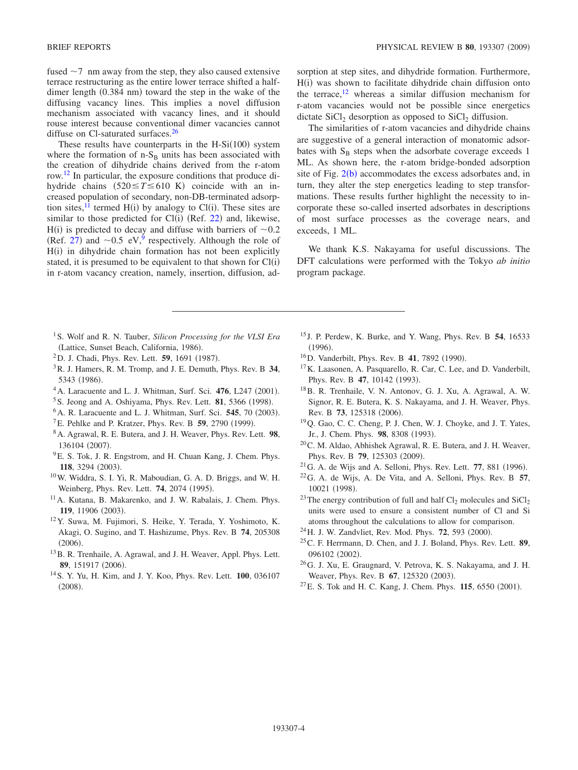fused ~7 nm away from the step, they also caused extensive terrace restructuring as the entire lower terrace shifted a half-dimer length (0.384 nm) toward the step in the wake of the diffusing vacancy lines. This implies a novel diffusion mechanism associated with vacancy lines, and it should rouse interest because conventional dimer vacancies cannot diffuse on Cl-saturated surfaces.[26]

These results have counterparts in the H-Si(100) system where the formation of n-$S_B$ units has been associated with the creation of dihydride chains derived from the r-atom row.[12] In particular, the exposure conditions that produce dihydride chains ($520 \leq T \leq 610$ K) coincide with an increased population of secondary, non-DB-terminated adsorption sites,[11] termed H(i) by analogy to Cl(i). These sites are similar to those predicted for Cl(i) (Ref. 22) and, likewise, H(i) is predicted to decay and diffuse with barriers of ~0.2 (Ref. 27) and ~0.5 eV,[9] respectively. Although the role of H(i) in dihydride chain formation has not been explicitly stated, it is presumed to be equivalent to that shown for Cl(i) in r-atom vacancy creation, namely, insertion, diffusion, adsorption at step sites, and dihydride formation. Furthermore, H(i) was shown to facilitate dihydride chain diffusion onto the terrace,[12] whereas a similar diffusion mechanism for r-atom vacancies would not be possible since energetics dictate $SiCl_2$ desorption as opposed to $SiCl_2$ diffusion.

The similarities of r-atom vacancies and dihydride chains are suggestive of a general interaction of monatomic adsorbates with $S_B$ steps when the adsorbate coverage exceeds 1 ML. As shown here, the r-atom bridge-bonded adsorption site of Fig. 2(b) accommodates the excess adsorbates and, in turn, they alter the step energetics leading to step transformations. These results further highlight the necessity to incorporate these so-called inserted adsorbates in descriptions of most surface processes as the coverage nears, and exceeds, 1 ML.

We thank K.S. Nakayama for useful discussions. The DFT calculations were performed with the Tokyo *ab initio* program package.

---

[1] S. Wolf and R. N. Tauber, *Silicon Processing for the VLSI Era* (Lattice, Sunset Beach, California, 1986).
[2] D. J. Chadi, Phys. Rev. Lett. **59**, 1691 (1987).
[3] R. J. Hamers, R. M. Tromp, and J. E. Demuth, Phys. Rev. B **34**, 5343 (1986).
[4] A. Laracuente and L. J. Whitman, Surf. Sci. **476**, L247 (2001).
[5] S. Jeong and A. Oshiyama, Phys. Rev. Lett. **81**, 5366 (1998).
[6] A. R. Laracuente and L. J. Whitman, Surf. Sci. **545**, 70 (2003).
[7] E. Pehlke and P. Kratzer, Phys. Rev. B **59**, 2790 (1999).
[8] A. Agrawal, R. E. Butera, and J. H. Weaver, Phys. Rev. Lett. **98**, 136104 (2007).
[9] E. S. Tok, J. R. Engstrom, and H. Chuan Kang, J. Chem. Phys. **118**, 3294 (2003).
[10] W. Widdra, S. I. Yi, R. Maboudian, G. A. D. Briggs, and W. H. Weinberg, Phys. Rev. Lett. **74**, 2074 (1995).
[11] A. Kutana, B. Makarenko, and J. W. Rabalais, J. Chem. Phys. **119**, 11906 (2003).
[12] Y. Suwa, M. Fujimori, S. Heike, Y. Terada, Y. Yoshimoto, K. Akagi, O. Sugino, and T. Hashizume, Phys. Rev. B **74**, 205308 (2006).
[13] B. R. Trenhaile, A. Agrawal, and J. H. Weaver, Appl. Phys. Lett. **89**, 151917 (2006).
[14] S. Y. Yu, H. Kim, and J. Y. Koo, Phys. Rev. Lett. **100**, 036107 (2008).
[15] J. P. Perdew, K. Burke, and Y. Wang, Phys. Rev. B **54**, 16533 (1996).
[16] D. Vanderbilt, Phys. Rev. B **41**, 7892 (1990).
[17] K. Laasonen, A. Pasquarello, R. Car, C. Lee, and D. Vanderbilt, Phys. Rev. B **47**, 10142 (1993).
[18] B. R. Trenhaile, V. N. Antonov, G. J. Xu, A. Agrawal, A. W. Signor, R. E. Butera, K. S. Nakayama, and J. H. Weaver, Phys. Rev. B **73**, 125318 (2006).
[19] Q. Gao, C. C. Cheng, P. J. Chen, W. J. Choyke, and J. T. Yates, Jr., J. Chem. Phys. **98**, 8308 (1993).
[20] C. M. Aldao, Abhishek Agrawal, R. E. Butera, and J. H. Weaver, Phys. Rev. B **79**, 125303 (2009).
[21] G. A. de Wijs and A. Selloni, Phys. Rev. Lett. **77**, 881 (1996).
[22] G. A. de Wijs, A. De Vita, and A. Selloni, Phys. Rev. B **57**, 10021 (1998).
[23] The energy contribution of full and half $Cl_2$ molecules and $SiCl_2$ units were used to ensure a consistent number of Cl and Si atoms throughout the calculations to allow for comparison.
[24] H. J. W. Zandvliet, Rev. Mod. Phys. **72**, 593 (2000).
[25] C. F. Herrmann, D. Chen, and J. J. Boland, Phys. Rev. Lett. **89**, 096102 (2002).
[26] G. J. Xu, E. Graugnard, V. Petrova, K. S. Nakayama, and J. H. Weaver, Phys. Rev. B **67**, 125320 (2003).
[27] E. S. Tok and H. C. Kang, J. Chem. Phys. **115**, 6550 (2001).